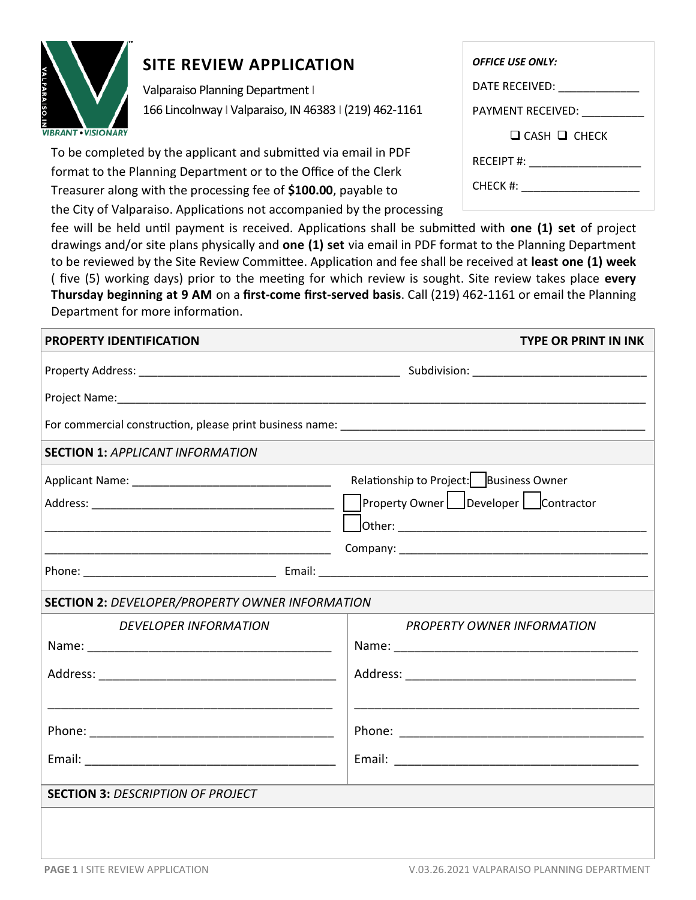# SITE REVIEW APPLICATION

Valparaiso Planning Department | 166 Lincolnway | Valparaiso, IN 46383 | (219) 462-1161

***OFFICE USE ONLY:***

DATE RECEIVED: _____________

PAYMENT RECEIVED: __________

☐ CASH ☐ CHECK

RECEIPT #: _________________

CHECK #: __________________

To be completed by the applicant and submitted via email in PDF format to the Planning Department or to the Office of the Clerk Treasurer along with the processing fee of **$100.00**, payable to the City of Valparaiso. Applications not accompanied by the processing fee will be held until payment is received. Applications shall be submitted with **one (1) set** of project drawings and/or site plans physically and **one (1) set** via email in PDF format to the Planning Department to be reviewed by the Site Review Committee. Application and fee shall be received at **least one (1) week** ( five (5) working days) prior to the meeting for which review is sought. Site review takes place **every Thursday beginning at 9 AM** on a **first-come first-served basis**. Call (219) 462-1161 or email the Planning Department for more information.

## PROPERTY IDENTIFICATION — TYPE OR PRINT IN INK

Property Address: __________________________________________ Subdivision: ___________________________

Project Name: ________________________________________________________________________________

For commercial construction, please print business name: ________________________________________________

## SECTION 1: *APPLICANT INFORMATION*

Applicant Name: ________________________________

Address: ________________________________________

________________________________________________

________________________________________________

Relationship to Project: ☐ Business Owner ☐ Property Owner ☐ Developer ☐ Contractor ☐ Other: ________________________________________

Company: ________________________________________

Phone: _______________________________ Email: ____________________________________________________

## SECTION 2: *DEVELOPER/PROPERTY OWNER INFORMATION*

| *DEVELOPER INFORMATION* | *PROPERTY OWNER INFORMATION* |
|---|---|
| Name: ____________________________________ | Name: ____________________________________ |
| Address: __________________________________ | Address: __________________________________ |
| __________________________________________ | __________________________________________ |
| Phone: ____________________________________ | Phone: ____________________________________ |
| Email: ____________________________________ | Email: ____________________________________ |

## SECTION 3: *DESCRIPTION OF PROJECT*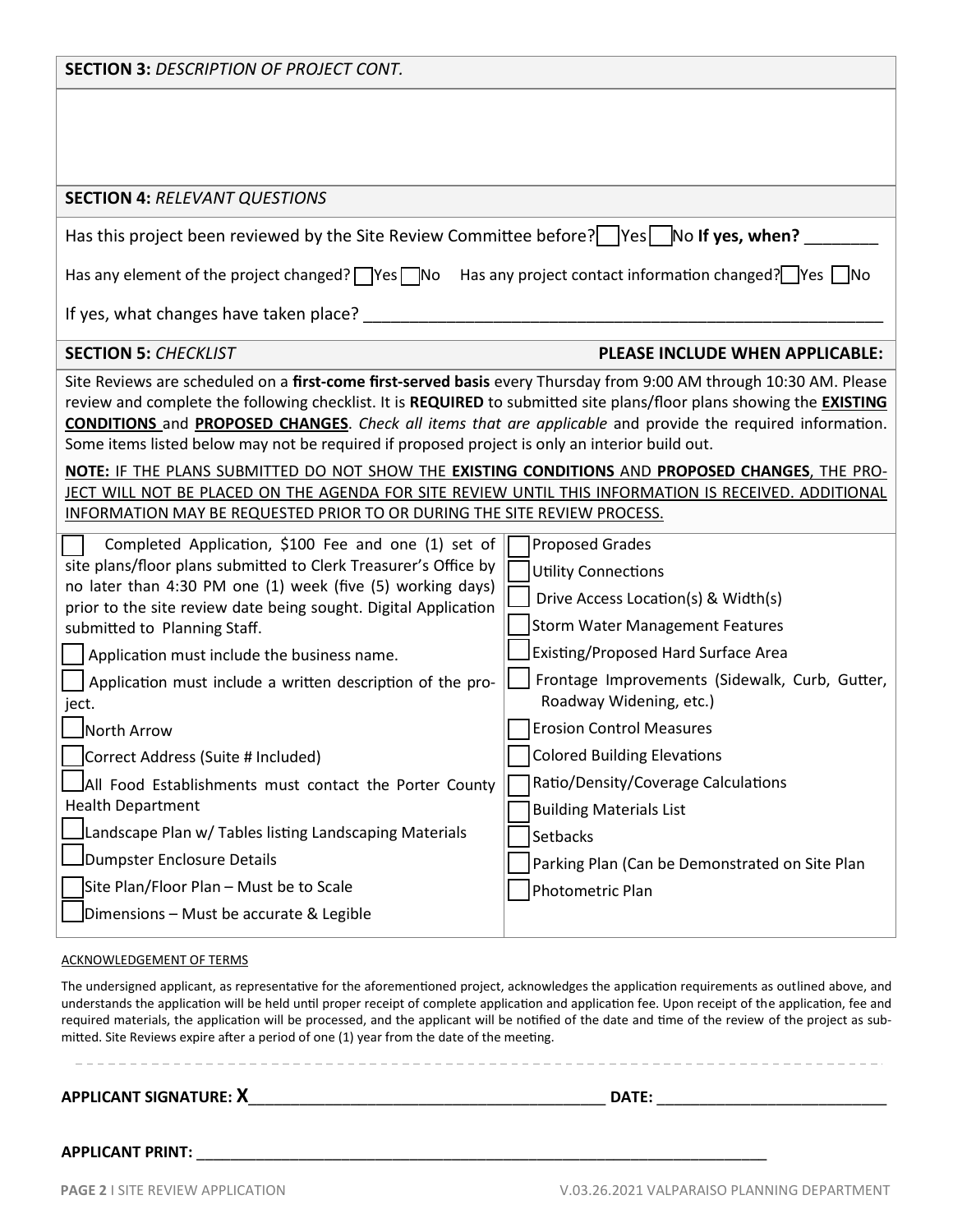**SECTION 3:** *DESCRIPTION OF PROJECT CONT.*

**SECTION 4:** *RELEVANT QUESTIONS*

Has this project been reviewed by the Site Review Committee before? ☐ Yes ☐ No **If yes, when?** ________

Has any element of the project changed? ☐ Yes ☐ No  Has any project contact information changed? ☐ Yes ☐ No

If yes, what changes have taken place? ________________________________________________________

**SECTION 5:** *CHECKLIST* **PLEASE INCLUDE WHEN APPLICABLE:**

Site Reviews are scheduled on a **first-come first-served basis** every Thursday from 9:00 AM through 10:30 AM. Please review and complete the following checklist. It is **REQUIRED** to submitted site plans/floor plans showing the **EXISTING CONDITIONS** and **PROPOSED CHANGES**. *Check all items that are applicable* and provide the required information. Some items listed below may not be required if proposed project is only an interior build out.

**NOTE:** IF THE PLANS SUBMITTED DO NOT SHOW THE **EXISTING CONDITIONS** AND **PROPOSED CHANGES**, THE PROJECT WILL NOT BE PLACED ON THE AGENDA FOR SITE REVIEW UNTIL THIS INFORMATION IS RECEIVED. ADDITIONAL INFORMATION MAY BE REQUESTED PRIOR TO OR DURING THE SITE REVIEW PROCESS.

| | |
|---|---|
| ☐ Completed Application, $100 Fee and one (1) set of site plans/floor plans submitted to Clerk Treasurer's Office by no later than 4:30 PM one (1) week (five (5) working days) prior to the site review date being sought. Digital Application submitted to Planning Staff. | ☐ Proposed Grades |
| | ☐ Utility Connections |
| | ☐ Drive Access Location(s) & Width(s) |
| | ☐ Storm Water Management Features |
| ☐ Application must include the business name. | ☐ Existing/Proposed Hard Surface Area |
| ☐ Application must include a written description of the project. | ☐ Frontage Improvements (Sidewalk, Curb, Gutter, Roadway Widening, etc.) |
| ☐ North Arrow | ☐ Erosion Control Measures |
| ☐ Correct Address (Suite # Included) | ☐ Colored Building Elevations |
| ☐ All Food Establishments must contact the Porter County Health Department | ☐ Ratio/Density/Coverage Calculations |
| | ☐ Building Materials List |
| ☐ Landscape Plan w/ Tables listing Landscaping Materials | ☐ Setbacks |
| ☐ Dumpster Enclosure Details | ☐ Parking Plan (Can be Demonstrated on Site Plan |
| ☐ Site Plan/Floor Plan – Must be to Scale | ☐ Photometric Plan |
| ☐ Dimensions – Must be accurate & Legible | |

ACKNOWLEDGEMENT OF TERMS

The undersigned applicant, as representative for the aforementioned project, acknowledges the application requirements as outlined above, and understands the application will be held until proper receipt of complete application and application fee. Upon receipt of the application, fee and required materials, the application will be processed, and the applicant will be notified of the date and time of the review of the project as submitted. Site Reviews expire after a period of one (1) year from the date of the meeting.

**APPLICANT SIGNATURE: X**________________________________________ **DATE:** __________________________

**APPLICANT PRINT:** ____________________________________________________________________